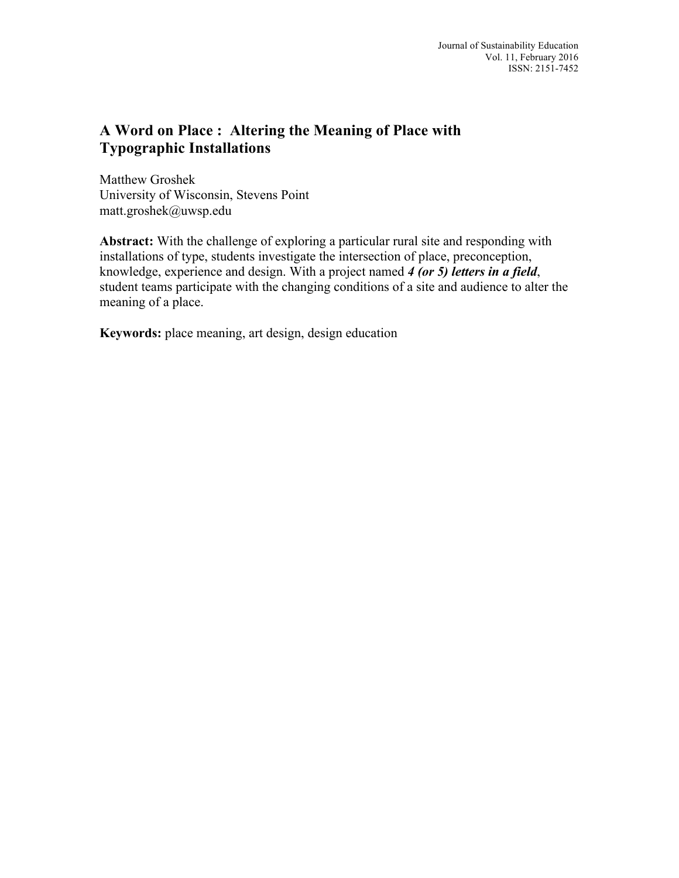# A Word on Place : Altering the Meaning of Place with Typographic Installations

Matthew Groshek
University of Wisconsin, Stevens Point
matt.groshek@uwsp.edu

**Abstract:** With the challenge of exploring a particular rural site and responding with installations of type, students investigate the intersection of place, preconception, knowledge, experience and design. With a project named ***4 (or 5) letters in a field***, student teams participate with the changing conditions of a site and audience to alter the meaning of a place.

**Keywords:** place meaning, art design, design education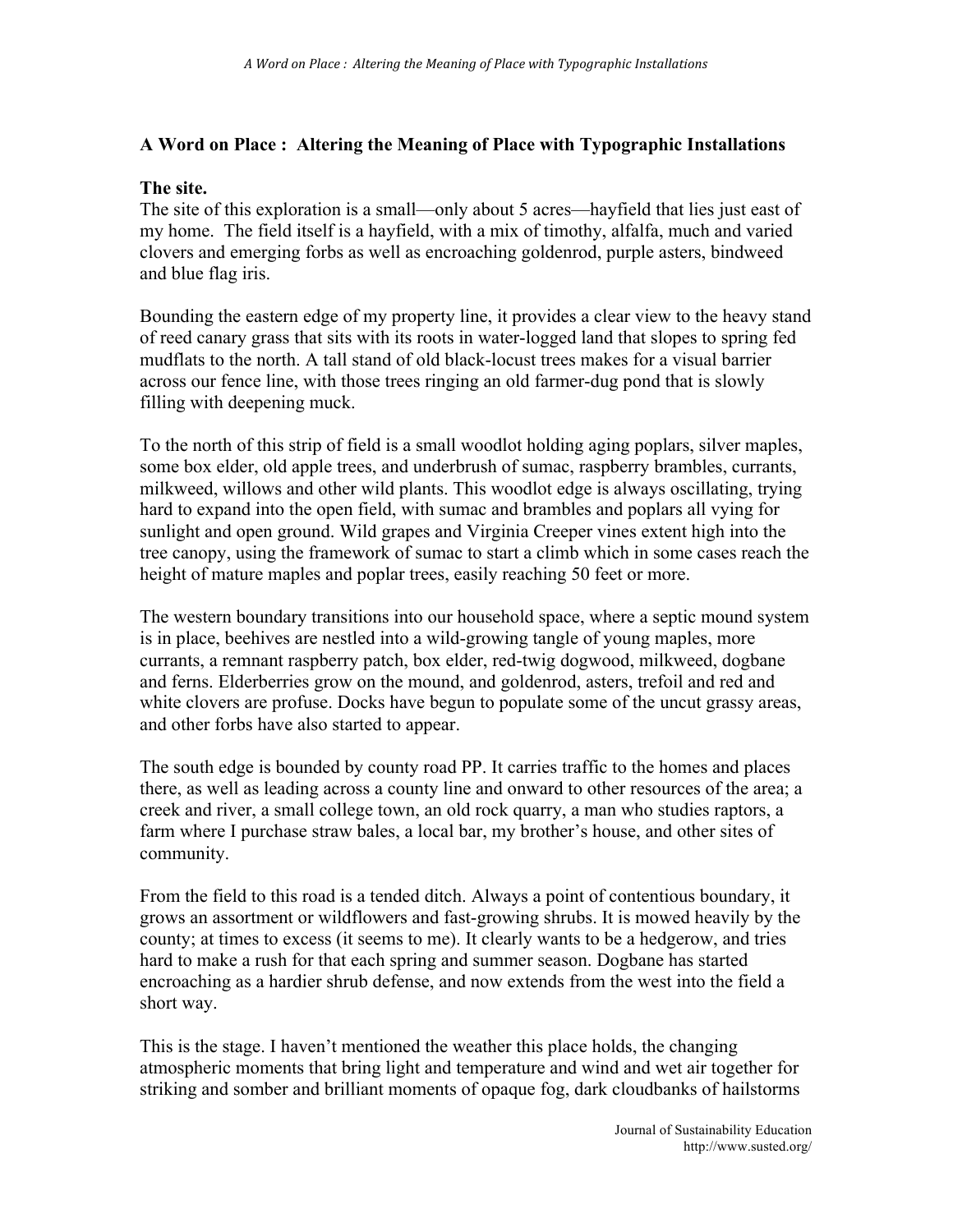## A Word on Place : Altering the Meaning of Place with Typographic Installations

### The site.

The site of this exploration is a small—only about 5 acres—hayfield that lies just east of my home. The field itself is a hayfield, with a mix of timothy, alfalfa, much and varied clovers and emerging forbs as well as encroaching goldenrod, purple asters, bindweed and blue flag iris.

Bounding the eastern edge of my property line, it provides a clear view to the heavy stand of reed canary grass that sits with its roots in water-logged land that slopes to spring fed mudflats to the north. A tall stand of old black-locust trees makes for a visual barrier across our fence line, with those trees ringing an old farmer-dug pond that is slowly filling with deepening muck.

To the north of this strip of field is a small woodlot holding aging poplars, silver maples, some box elder, old apple trees, and underbrush of sumac, raspberry brambles, currants, milkweed, willows and other wild plants. This woodlot edge is always oscillating, trying hard to expand into the open field, with sumac and brambles and poplars all vying for sunlight and open ground. Wild grapes and Virginia Creeper vines extent high into the tree canopy, using the framework of sumac to start a climb which in some cases reach the height of mature maples and poplar trees, easily reaching 50 feet or more.

The western boundary transitions into our household space, where a septic mound system is in place, beehives are nestled into a wild-growing tangle of young maples, more currants, a remnant raspberry patch, box elder, red-twig dogwood, milkweed, dogbane and ferns. Elderberries grow on the mound, and goldenrod, asters, trefoil and red and white clovers are profuse. Docks have begun to populate some of the uncut grassy areas, and other forbs have also started to appear.

The south edge is bounded by county road PP. It carries traffic to the homes and places there, as well as leading across a county line and onward to other resources of the area; a creek and river, a small college town, an old rock quarry, a man who studies raptors, a farm where I purchase straw bales, a local bar, my brother's house, and other sites of community.

From the field to this road is a tended ditch. Always a point of contentious boundary, it grows an assortment or wildflowers and fast-growing shrubs. It is mowed heavily by the county; at times to excess (it seems to me). It clearly wants to be a hedgerow, and tries hard to make a rush for that each spring and summer season. Dogbane has started encroaching as a hardier shrub defense, and now extends from the west into the field a short way.

This is the stage. I haven't mentioned the weather this place holds, the changing atmospheric moments that bring light and temperature and wind and wet air together for striking and somber and brilliant moments of opaque fog, dark cloudbanks of hailstorms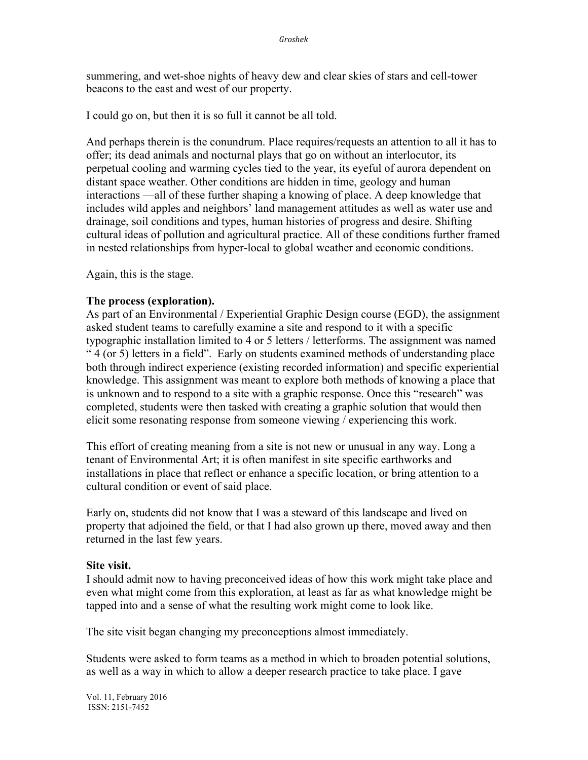summering, and wet-shoe nights of heavy dew and clear skies of stars and cell-tower beacons to the east and west of our property.

I could go on, but then it is so full it cannot be all told.

And perhaps therein is the conundrum. Place requires/requests an attention to all it has to offer; its dead animals and nocturnal plays that go on without an interlocutor, its perpetual cooling and warming cycles tied to the year, its eyeful of aurora dependent on distant space weather. Other conditions are hidden in time, geology and human interactions —all of these further shaping a knowing of place. A deep knowledge that includes wild apples and neighbors' land management attitudes as well as water use and drainage, soil conditions and types, human histories of progress and desire. Shifting cultural ideas of pollution and agricultural practice. All of these conditions further framed in nested relationships from hyper-local to global weather and economic conditions.

Again, this is the stage.

**The process (exploration).**

As part of an Environmental / Experiential Graphic Design course (EGD), the assignment asked student teams to carefully examine a site and respond to it with a specific typographic installation limited to 4 or 5 letters / letterforms. The assignment was named " 4 (or 5) letters in a field". Early on students examined methods of understanding place both through indirect experience (existing recorded information) and specific experiential knowledge. This assignment was meant to explore both methods of knowing a place that is unknown and to respond to a site with a graphic response. Once this "research" was completed, students were then tasked with creating a graphic solution that would then elicit some resonating response from someone viewing / experiencing this work.

This effort of creating meaning from a site is not new or unusual in any way. Long a tenant of Environmental Art; it is often manifest in site specific earthworks and installations in place that reflect or enhance a specific location, or bring attention to a cultural condition or event of said place.

Early on, students did not know that I was a steward of this landscape and lived on property that adjoined the field, or that I had also grown up there, moved away and then returned in the last few years.

**Site visit.**

I should admit now to having preconceived ideas of how this work might take place and even what might come from this exploration, at least as far as what knowledge might be tapped into and a sense of what the resulting work might come to look like.

The site visit began changing my preconceptions almost immediately.

Students were asked to form teams as a method in which to broaden potential solutions, as well as a way in which to allow a deeper research practice to take place. I gave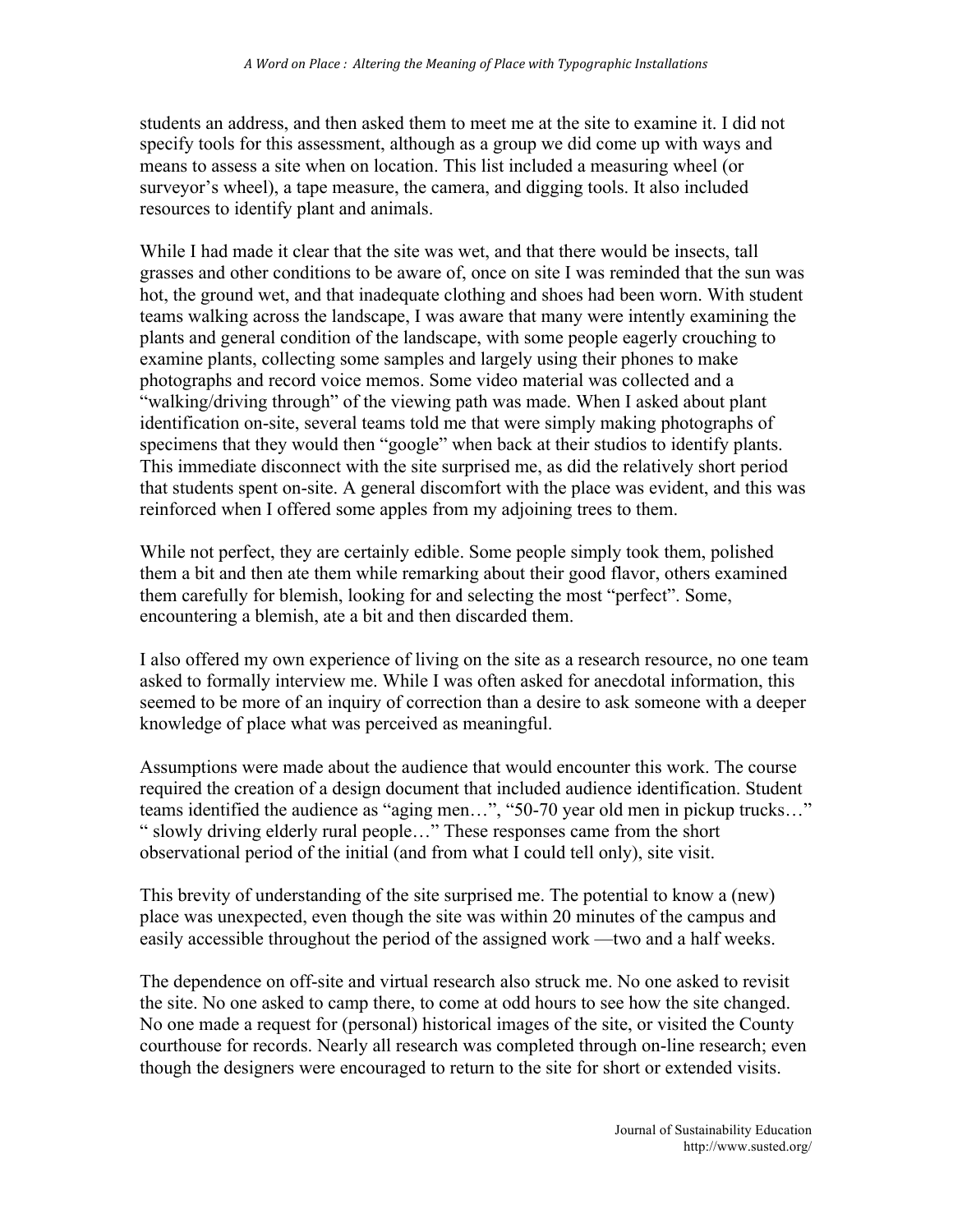students an address, and then asked them to meet me at the site to examine it. I did not specify tools for this assessment, although as a group we did come up with ways and means to assess a site when on location. This list included a measuring wheel (or surveyor's wheel), a tape measure, the camera, and digging tools. It also included resources to identify plant and animals.

While I had made it clear that the site was wet, and that there would be insects, tall grasses and other conditions to be aware of, once on site I was reminded that the sun was hot, the ground wet, and that inadequate clothing and shoes had been worn. With student teams walking across the landscape, I was aware that many were intently examining the plants and general condition of the landscape, with some people eagerly crouching to examine plants, collecting some samples and largely using their phones to make photographs and record voice memos. Some video material was collected and a "walking/driving through" of the viewing path was made. When I asked about plant identification on-site, several teams told me that were simply making photographs of specimens that they would then "google" when back at their studios to identify plants. This immediate disconnect with the site surprised me, as did the relatively short period that students spent on-site. A general discomfort with the place was evident, and this was reinforced when I offered some apples from my adjoining trees to them.

While not perfect, they are certainly edible. Some people simply took them, polished them a bit and then ate them while remarking about their good flavor, others examined them carefully for blemish, looking for and selecting the most "perfect". Some, encountering a blemish, ate a bit and then discarded them.

I also offered my own experience of living on the site as a research resource, no one team asked to formally interview me. While I was often asked for anecdotal information, this seemed to be more of an inquiry of correction than a desire to ask someone with a deeper knowledge of place what was perceived as meaningful.

Assumptions were made about the audience that would encounter this work. The course required the creation of a design document that included audience identification. Student teams identified the audience as "aging men…", "50-70 year old men in pickup trucks…" " slowly driving elderly rural people…" These responses came from the short observational period of the initial (and from what I could tell only), site visit.

This brevity of understanding of the site surprised me. The potential to know a (new) place was unexpected, even though the site was within 20 minutes of the campus and easily accessible throughout the period of the assigned work —two and a half weeks.

The dependence on off-site and virtual research also struck me. No one asked to revisit the site. No one asked to camp there, to come at odd hours to see how the site changed. No one made a request for (personal) historical images of the site, or visited the County courthouse for records. Nearly all research was completed through on-line research; even though the designers were encouraged to return to the site for short or extended visits.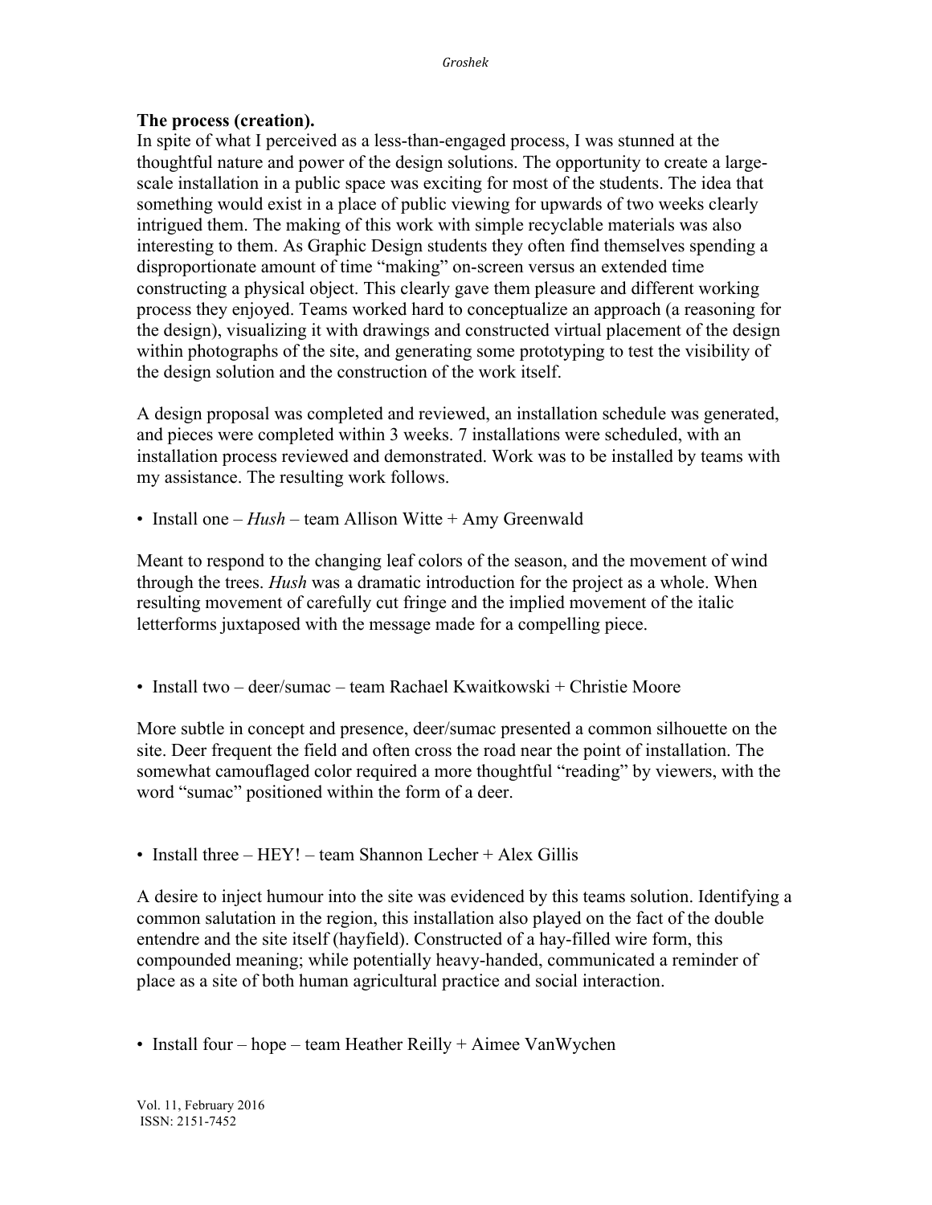**The process (creation).**

In spite of what I perceived as a less-than-engaged process, I was stunned at the thoughtful nature and power of the design solutions. The opportunity to create a large-scale installation in a public space was exciting for most of the students. The idea that something would exist in a place of public viewing for upwards of two weeks clearly intrigued them. The making of this work with simple recyclable materials was also interesting to them. As Graphic Design students they often find themselves spending a disproportionate amount of time "making" on-screen versus an extended time constructing a physical object. This clearly gave them pleasure and different working process they enjoyed. Teams worked hard to conceptualize an approach (a reasoning for the design), visualizing it with drawings and constructed virtual placement of the design within photographs of the site, and generating some prototyping to test the visibility of the design solution and the construction of the work itself.

A design proposal was completed and reviewed, an installation schedule was generated, and pieces were completed within 3 weeks. 7 installations were scheduled, with an installation process reviewed and demonstrated. Work was to be installed by teams with my assistance. The resulting work follows.

- Install one – *Hush* – team Allison Witte + Amy Greenwald

Meant to respond to the changing leaf colors of the season, and the movement of wind through the trees. *Hush* was a dramatic introduction for the project as a whole. When resulting movement of carefully cut fringe and the implied movement of the italic letterforms juxtaposed with the message made for a compelling piece.

- Install two – deer/sumac – team Rachael Kwaitkowski + Christie Moore

More subtle in concept and presence, deer/sumac presented a common silhouette on the site. Deer frequent the field and often cross the road near the point of installation. The somewhat camouflaged color required a more thoughtful "reading" by viewers, with the word "sumac" positioned within the form of a deer.

- Install three – HEY! – team Shannon Lecher + Alex Gillis

A desire to inject humour into the site was evidenced by this teams solution. Identifying a common salutation in the region, this installation also played on the fact of the double entendre and the site itself (hayfield). Constructed of a hay-filled wire form, this compounded meaning; while potentially heavy-handed, communicated a reminder of place as a site of both human agricultural practice and social interaction.

- Install four – hope – team Heather Reilly + Aimee VanWychen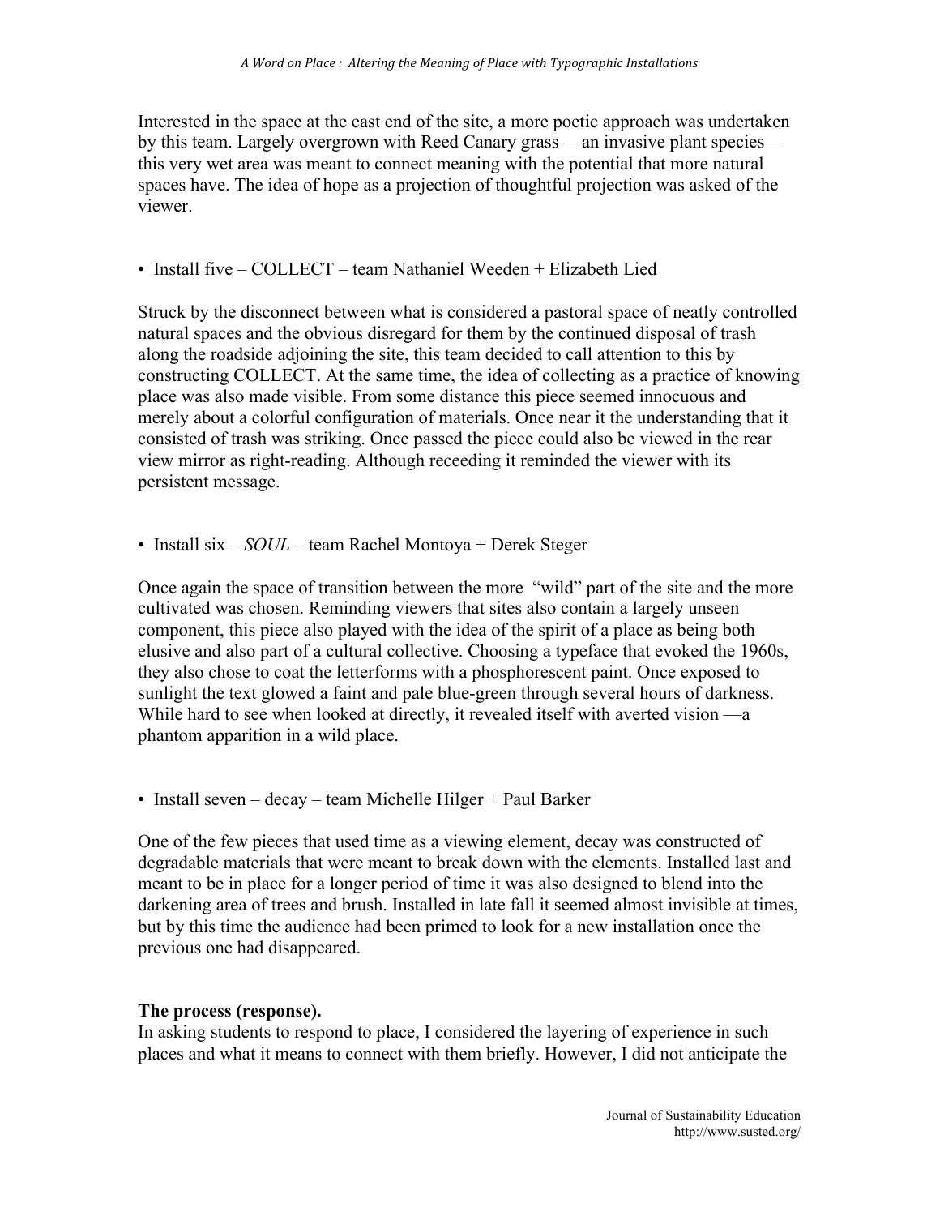Interested in the space at the east end of the site, a more poetic approach was undertaken by this team. Largely overgrown with Reed Canary grass —an invasive plant species— this very wet area was meant to connect meaning with the potential that more natural spaces have. The idea of hope as a projection of thoughtful projection was asked of the viewer.

• Install five – COLLECT – team Nathaniel Weeden + Elizabeth Lied

Struck by the disconnect between what is considered a pastoral space of neatly controlled natural spaces and the obvious disregard for them by the continued disposal of trash along the roadside adjoining the site, this team decided to call attention to this by constructing COLLECT. At the same time, the idea of collecting as a practice of knowing place was also made visible. From some distance this piece seemed innocuous and merely about a colorful configuration of materials. Once near it the understanding that it consisted of trash was striking. Once passed the piece could also be viewed in the rear view mirror as right-reading. Although receeding it reminded the viewer with its persistent message.

• Install six – *SOUL* – team Rachel Montoya + Derek Steger

Once again the space of transition between the more "wild" part of the site and the more cultivated was chosen. Reminding viewers that sites also contain a largely unseen component, this piece also played with the idea of the spirit of a place as being both elusive and also part of a cultural collective. Choosing a typeface that evoked the 1960s, they also chose to coat the letterforms with a phosphorescent paint. Once exposed to sunlight the text glowed a faint and pale blue-green through several hours of darkness. While hard to see when looked at directly, it revealed itself with averted vision —a phantom apparition in a wild place.

• Install seven – decay – team Michelle Hilger + Paul Barker

One of the few pieces that used time as a viewing element, decay was constructed of degradable materials that were meant to break down with the elements. Installed last and meant to be in place for a longer period of time it was also designed to blend into the darkening area of trees and brush. Installed in late fall it seemed almost invisible at times, but by this time the audience had been primed to look for a new installation once the previous one had disappeared.

**The process (response).**

In asking students to respond to place, I considered the layering of experience in such places and what it means to connect with them briefly. However, I did not anticipate the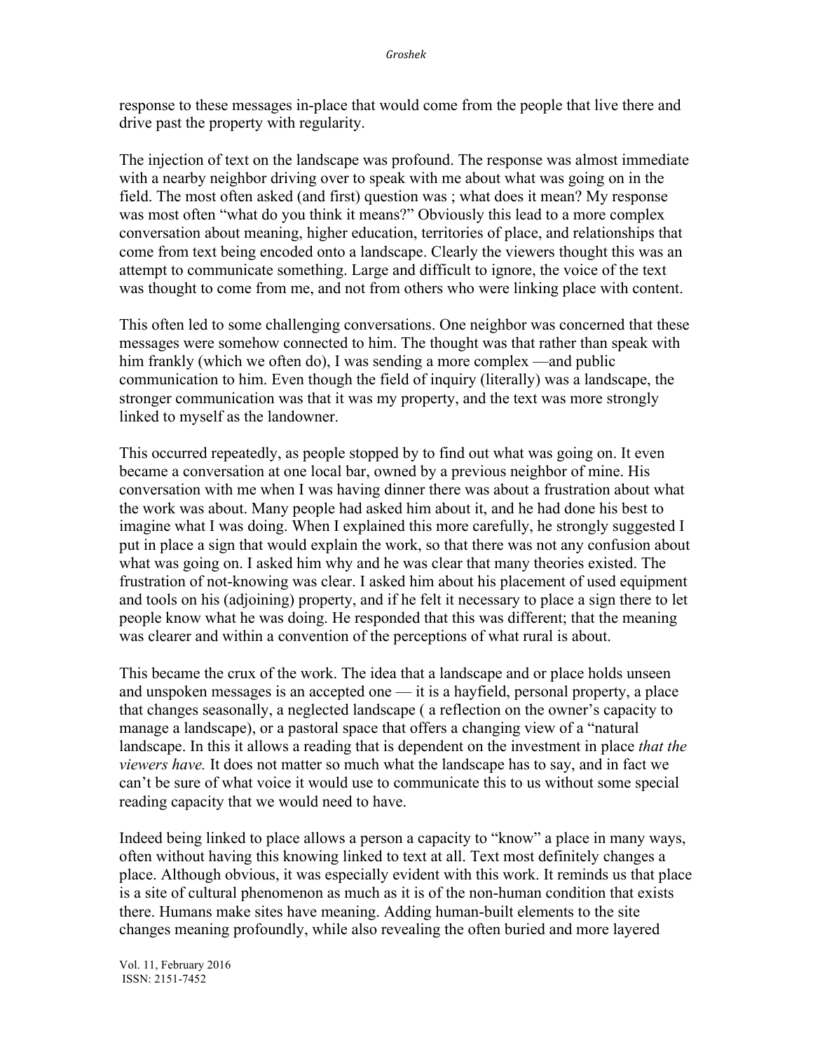response to these messages in-place that would come from the people that live there and drive past the property with regularity.

The injection of text on the landscape was profound. The response was almost immediate with a nearby neighbor driving over to speak with me about what was going on in the field. The most often asked (and first) question was ; what does it mean? My response was most often "what do you think it means?" Obviously this lead to a more complex conversation about meaning, higher education, territories of place, and relationships that come from text being encoded onto a landscape. Clearly the viewers thought this was an attempt to communicate something. Large and difficult to ignore, the voice of the text was thought to come from me, and not from others who were linking place with content.

This often led to some challenging conversations. One neighbor was concerned that these messages were somehow connected to him. The thought was that rather than speak with him frankly (which we often do), I was sending a more complex —and public communication to him. Even though the field of inquiry (literally) was a landscape, the stronger communication was that it was my property, and the text was more strongly linked to myself as the landowner.

This occurred repeatedly, as people stopped by to find out what was going on. It even became a conversation at one local bar, owned by a previous neighbor of mine. His conversation with me when I was having dinner there was about a frustration about what the work was about. Many people had asked him about it, and he had done his best to imagine what I was doing. When I explained this more carefully, he strongly suggested I put in place a sign that would explain the work, so that there was not any confusion about what was going on. I asked him why and he was clear that many theories existed. The frustration of not-knowing was clear. I asked him about his placement of used equipment and tools on his (adjoining) property, and if he felt it necessary to place a sign there to let people know what he was doing. He responded that this was different; that the meaning was clearer and within a convention of the perceptions of what rural is about.

This became the crux of the work. The idea that a landscape and or place holds unseen and unspoken messages is an accepted one — it is a hayfield, personal property, a place that changes seasonally, a neglected landscape ( a reflection on the owner's capacity to manage a landscape), or a pastoral space that offers a changing view of a "natural landscape. In this it allows a reading that is dependent on the investment in place *that the viewers have.* It does not matter so much what the landscape has to say, and in fact we can't be sure of what voice it would use to communicate this to us without some special reading capacity that we would need to have.

Indeed being linked to place allows a person a capacity to "know" a place in many ways, often without having this knowing linked to text at all. Text most definitely changes a place. Although obvious, it was especially evident with this work. It reminds us that place is a site of cultural phenomenon as much as it is of the non-human condition that exists there. Humans make sites have meaning. Adding human-built elements to the site changes meaning profoundly, while also revealing the often buried and more layered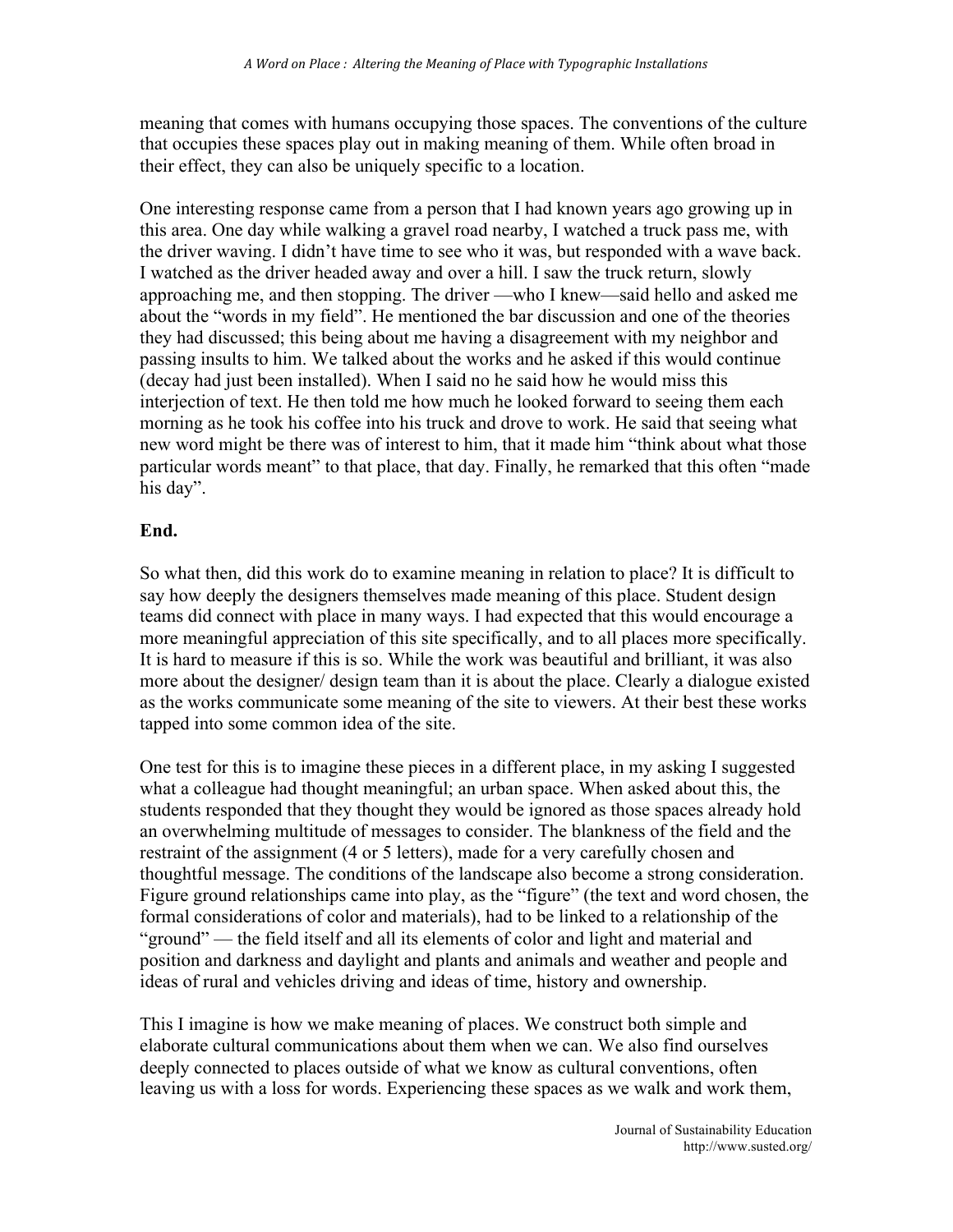meaning that comes with humans occupying those spaces. The conventions of the culture that occupies these spaces play out in making meaning of them. While often broad in their effect, they can also be uniquely specific to a location.

One interesting response came from a person that I had known years ago growing up in this area. One day while walking a gravel road nearby, I watched a truck pass me, with the driver waving. I didn't have time to see who it was, but responded with a wave back. I watched as the driver headed away and over a hill. I saw the truck return, slowly approaching me, and then stopping. The driver —who I knew—said hello and asked me about the "words in my field". He mentioned the bar discussion and one of the theories they had discussed; this being about me having a disagreement with my neighbor and passing insults to him. We talked about the works and he asked if this would continue (decay had just been installed). When I said no he said how he would miss this interjection of text. He then told me how much he looked forward to seeing them each morning as he took his coffee into his truck and drove to work. He said that seeing what new word might be there was of interest to him, that it made him "think about what those particular words meant" to that place, that day. Finally, he remarked that this often "made his day".

**End.**

So what then, did this work do to examine meaning in relation to place? It is difficult to say how deeply the designers themselves made meaning of this place. Student design teams did connect with place in many ways. I had expected that this would encourage a more meaningful appreciation of this site specifically, and to all places more specifically. It is hard to measure if this is so. While the work was beautiful and brilliant, it was also more about the designer/ design team than it is about the place. Clearly a dialogue existed as the works communicate some meaning of the site to viewers. At their best these works tapped into some common idea of the site.

One test for this is to imagine these pieces in a different place, in my asking I suggested what a colleague had thought meaningful; an urban space. When asked about this, the students responded that they thought they would be ignored as those spaces already hold an overwhelming multitude of messages to consider. The blankness of the field and the restraint of the assignment (4 or 5 letters), made for a very carefully chosen and thoughtful message. The conditions of the landscape also become a strong consideration. Figure ground relationships came into play, as the "figure" (the text and word chosen, the formal considerations of color and materials), had to be linked to a relationship of the "ground" — the field itself and all its elements of color and light and material and position and darkness and daylight and plants and animals and weather and people and ideas of rural and vehicles driving and ideas of time, history and ownership.

This I imagine is how we make meaning of places. We construct both simple and elaborate cultural communications about them when we can. We also find ourselves deeply connected to places outside of what we know as cultural conventions, often leaving us with a loss for words. Experiencing these spaces as we walk and work them,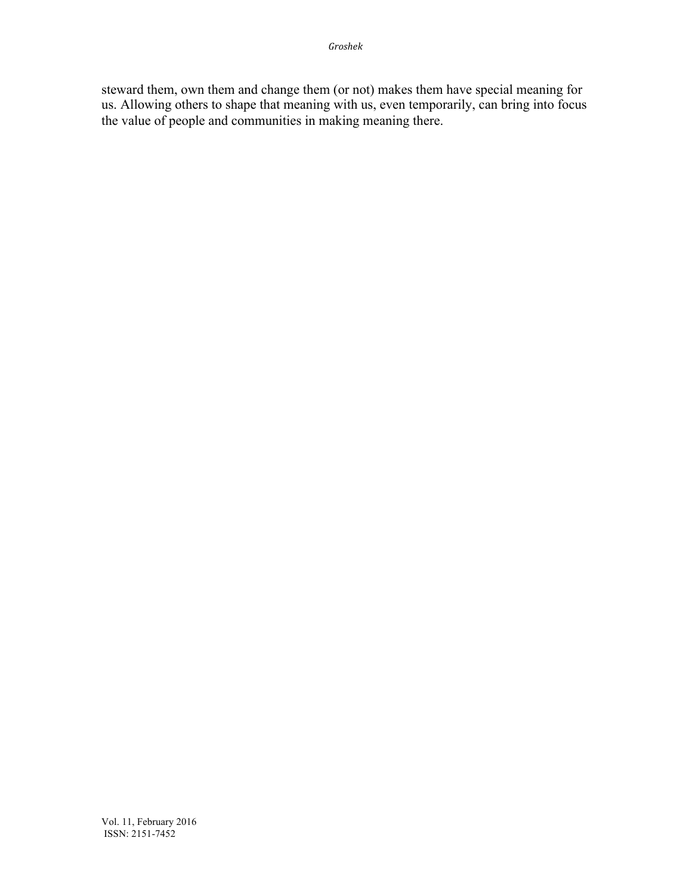steward them, own them and change them (or not) makes them have special meaning for us. Allowing others to shape that meaning with us, even temporarily, can bring into focus the value of people and communities in making meaning there.